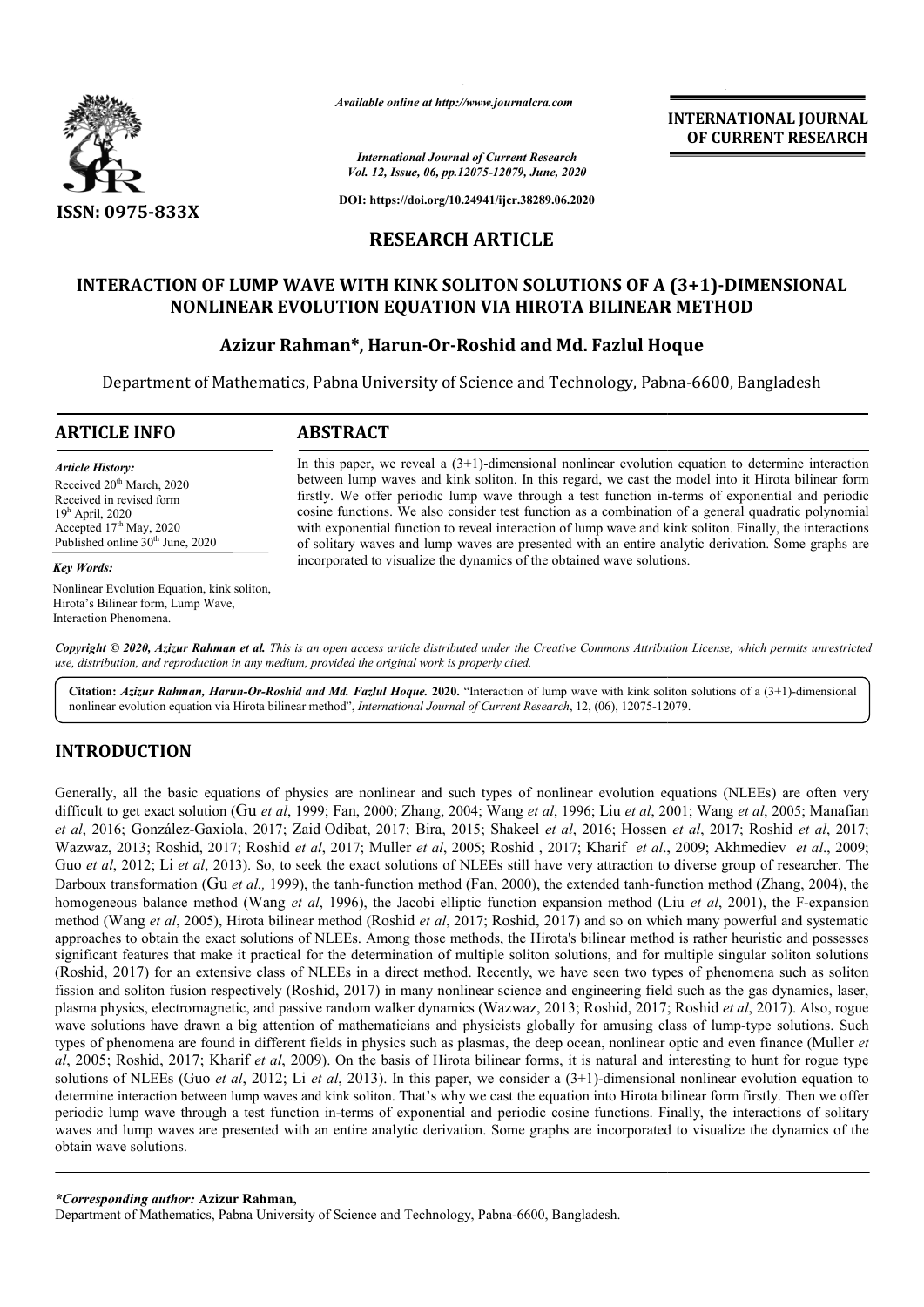# RESEARCH ARTICLE

# INTERACTION OF LUMP WAVE WITH KINK SOLITON SOLUTIONS OF A (3+1)-DIMENSIONAL NONLINEAR EVOLUTION EQUATION VIA HIROTA BILINEAR METHOD

**Azizur Rahman\*, Harun-Or-Roshid and Md. Fazlul Hoque**

Department of Mathematics, Pabna University of Science and Technology, Pabna-6600, Bangladesh

## ARTICLE INFO

*Article History:*

Received 20th March, 2020
Received in revised form 19th April, 2020
Accepted 17th May, 2020
Published online 30th June, 2020

*Key Words:*

Nonlinear Evolution Equation, kink soliton, Hirota's Bilinear form, Lump Wave, Interaction Phenomena.

## ABSTRACT

In this paper, we reveal a (3+1)-dimensional nonlinear evolution equation to determine interaction between lump waves and kink soliton. In this regard, we cast the model into it Hirota bilinear form firstly. We offer periodic lump wave through a test function in-terms of exponential and periodic cosine functions. We also consider test function as a combination of a general quadratic polynomial with exponential function to reveal interaction of lump wave and kink soliton. Finally, the interactions of solitary waves and lump waves are presented with an entire analytic derivation. Some graphs are incorporated to visualize the dynamics of the obtained wave solutions.

*Copyright © 2020, Azizur Rahman et al. This is an open access article distributed under the Creative Commons Attribution License, which permits unrestricted use, distribution, and reproduction in any medium, provided the original work is properly cited.*

**Citation:** *Azizur Rahman, Harun-Or-Roshid and Md. Fazlul Hoque.* **2020.** "Interaction of lump wave with kink soliton solutions of a (3+1)-dimensional nonlinear evolution equation via Hirota bilinear method", *International Journal of Current Research*, 12, (06), 12075-12079.

## INTRODUCTION

Generally, all the basic equations of physics are nonlinear and such types of nonlinear evolution equations (NLEEs) are often very difficult to get exact solution (Gu *et al*, 1999; Fan, 2000; Zhang, 2004; Wang *et al*, 1996; Liu *et al*, 2001; Wang *et al*, 2005; Manafian *et al*, 2016; González-Gaxiola, 2017; Zaid Odibat, 2017; Bira, 2015; Shakeel *et al*, 2016; Hossen *et al*, 2017; Roshid *et al*, 2017; Wazwaz, 2013; Roshid, 2017; Roshid *et al*, 2017; Muller *et al*, 2005; Roshid , 2017; Kharif *et al*., 2009; Akhmediev *et al*., 2009; Guo *et al*, 2012; Li *et al*, 2013). So, to seek the exact solutions of NLEEs still have very attraction to diverse group of researcher. The Darboux transformation (Gu *et al.,* 1999), the tanh-function method (Fan, 2000), the extended tanh-function method (Zhang, 2004), the homogeneous balance method (Wang *et al*, 1996), the Jacobi elliptic function expansion method (Liu *et al*, 2001), the F-expansion method (Wang *et al*, 2005), Hirota bilinear method (Roshid *et al*, 2017; Roshid, 2017) and so on which many powerful and systematic approaches to obtain the exact solutions of NLEEs. Among those methods, the Hirota's bilinear method is rather heuristic and possesses significant features that make it practical for the determination of multiple soliton solutions, and for multiple singular soliton solutions (Roshid, 2017) for an extensive class of NLEEs in a direct method. Recently, we have seen two types of phenomena such as soliton fission and soliton fusion respectively (Roshid, 2017) in many nonlinear science and engineering field such as the gas dynamics, laser, plasma physics, electromagnetic, and passive random walker dynamics (Wazwaz, 2013; Roshid, 2017; Roshid *et al*, 2017). Also, rogue wave solutions have drawn a big attention of mathematicians and physicists globally for amusing class of lump-type solutions. Such types of phenomena are found in different fields in physics such as plasmas, the deep ocean, nonlinear optic and even finance (Muller *et al*, 2005; Roshid, 2017; Kharif *et al*, 2009). On the basis of Hirota bilinear forms, it is natural and interesting to hunt for rogue type solutions of NLEEs (Guo *et al*, 2012; Li *et al*, 2013). In this paper, we consider a (3+1)-dimensional nonlinear evolution equation to determine interaction between lump waves and kink soliton. That's why we cast the equation into Hirota bilinear form firstly. Then we offer periodic lump wave through a test function in-terms of exponential and periodic cosine functions. Finally, the interactions of solitary waves and lump waves are presented with an entire analytic derivation. Some graphs are incorporated to visualize the dynamics of the obtain wave solutions.

*\*Corresponding author:* **Azizur Rahman,**
Department of Mathematics, Pabna University of Science and Technology, Pabna-6600, Bangladesh.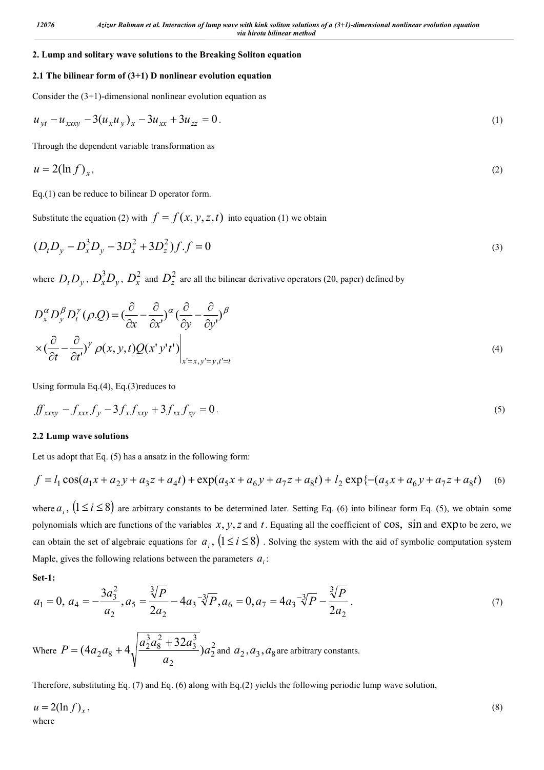## 2. Lump and solitary wave solutions to the Breaking Soliton equation

### 2.1 The bilinear form of (3+1) D nonlinear evolution equation

Consider the (3+1)-dimensional nonlinear evolution equation as

$$u_{yt} - u_{xxxy} - 3(u_x u_y)_x - 3u_{xx} + 3u_{zz} = 0. \tag{1}$$

Through the dependent variable transformation as

$$u = 2(\ln f)_x, \tag{2}$$

Eq.(1) can be reduce to bilinear D operator form.

Substitute the equation (2) with $f = f(x, y, z, t)$ into equation (1) we obtain

$$(D_t D_y - D_x^3 D_y - 3D_x^2 + 3D_z^2) f.f = 0 \tag{3}$$

where $D_t D_y$, $D_x^3 D_y$, $D_x^2$ and $D_z^2$ are all the bilinear derivative operators (20, paper) defined by

$$D_x^\alpha D_y^\beta D_t^\gamma (\rho.Q) = \left(\frac{\partial}{\partial x} - \frac{\partial}{\partial x'}\right)^\alpha \left(\frac{\partial}{\partial y} - \frac{\partial}{\partial y'}\right)^\beta \times \left(\frac{\partial}{\partial t} - \frac{\partial}{\partial t'}\right)^\gamma \rho(x, y, t) Q(x' y' t') \bigg|_{x'=x, y'=y, t'=t} \tag{4}$$

Using formula Eq.(4), Eq.(3)reduces to

$$ff_{xxxy} - f_{xxx} f_y - 3 f_x f_{xxy} + 3 f_{xx} f_{xy} = 0. \tag{5}$$

### 2.2 Lump wave solutions

Let us adopt that Eq. (5) has a ansatz in the following form:

$$f = l_1 \cos(a_1 x + a_2 y + a_3 z + a_4 t) + \exp(a_5 x + a_6 y + a_7 z + a_8 t) + l_2 \exp\{-(a_5 x + a_6 y + a_7 z + a_8 t) \tag{6}$$

where $a_i$, $(1 \le i \le 8)$ are arbitrary constants to be determined later. Setting Eq. (6) into bilinear form Eq. (5), we obtain some polynomials which are functions of the variables $x, y, z$ and $t$. Equating all the coefficient of $\cos$, $\sin$ and $\exp$ to be zero, we can obtain the set of algebraic equations for $a_i$, $(1 \le i \le 8)$. Solving the system with the aid of symbolic computation system Maple, gives the following relations between the parameters $a_i$:

**Set-1:**

$$a_1 = 0,\ a_4 = -\frac{3a_3^2}{a_2}, a_5 = \frac{\sqrt[3]{P}}{2a_2} - 4a_3 \sqrt[-3]{P}, a_6 = 0, a_7 = 4a_3 \sqrt[-3]{P} - \frac{\sqrt[3]{P}}{2a_2}, \tag{7}$$

Where $P = (4a_2 a_8 + 4\sqrt{\frac{a_2^3 a_8^2 + 32a_3^3}{a_2}})a_2^2$ and $a_2, a_3, a_8$ are arbitrary constants.

Therefore, substituting Eq. (7) and Eq. (6) along with Eq.(2) yields the following periodic lump wave solution,

$$u = 2(\ln f)_x, \tag{8}$$

where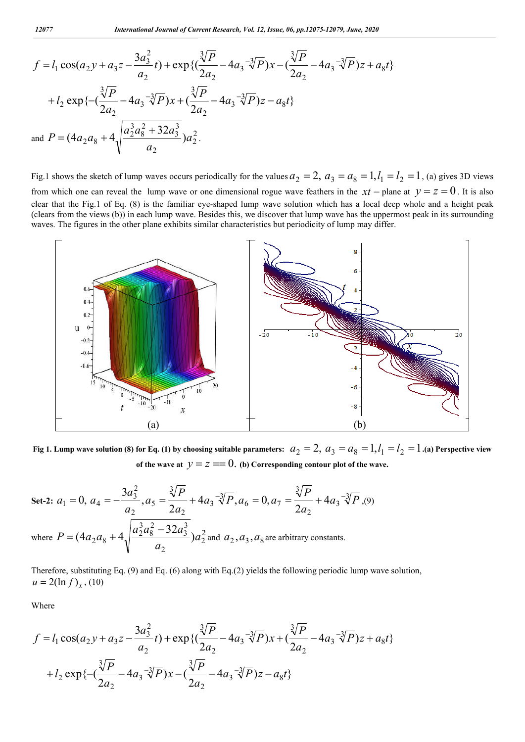$$f = l_1 \cos(a_2 y + a_3 z - \frac{3a_3^2}{a_2} t) + \exp\{(\frac{\sqrt[3]{P}}{2a_2} - 4a_3 \sqrt[-3]{P})x - (\frac{\sqrt[3]{P}}{2a_2} - 4a_3 \sqrt[-3]{P})z + a_8 t\}$$

$$+ l_2 \exp\{-(\frac{\sqrt[3]{P}}{2a_2} - 4a_3 \sqrt[-3]{P})x + (\frac{\sqrt[3]{P}}{2a_2} - 4a_3 \sqrt[-3]{P})z - a_8 t\}$$

and $P = (4a_2 a_8 + 4\sqrt{\frac{a_2^3 a_8^2 + 32a_3^3}{a_2}})a_2^2$.

Fig.1 shows the sketch of lump waves occurs periodically for the values $a_2 = 2,\ a_3 = a_8 = 1, l_1 = l_2 = 1$, (a) gives 3D views from which one can reveal the lump wave or one dimensional rogue wave feathers in the $xt$ – plane at $y = z = 0$. It is also clear that the Fig.1 of Eq. (8) is the familiar eye-shaped lump wave solution which has a local deep whole and a height peak (clears from the views (b)) in each lump wave. Besides this, we discover that lump wave has the uppermost peak in its surrounding waves. The figures in the other plane exhibits similar characteristics but periodicity of lump may differ.

**Fig 1. Lump wave solution (8) for Eq. (1) by choosing suitable parameters: $a_2 = 2,\ a_3 = a_8 = 1, l_1 = l_2 = 1$. (a) Perspective view of the wave at $y = z == 0$. (b) Corresponding contour plot of the wave.**

**Set-2:** $a_1 = 0,\ a_4 = -\frac{3a_3^2}{a_2}, a_5 = \frac{\sqrt[3]{P}}{2a_2} + 4a_3 \sqrt[-3]{P}, a_6 = 0, a_7 = \frac{\sqrt[3]{P}}{2a_2} + 4a_3 \sqrt[-3]{P}$ ,(9)

where $P = (4a_2 a_8 + 4\sqrt{\frac{a_2^3 a_8^2 - 32a_3^3}{a_2}})a_2^2$ and $a_2, a_3, a_8$ are arbitrary constants.

Therefore, substituting Eq. (9) and Eq. (6) along with Eq.(2) yields the following periodic lump wave solution,

$u = 2(\ln f)_x$ , (10)

Where

$$f = l_1 \cos(a_2 y + a_3 z - \frac{3a_3^2}{a_2} t) + \exp\{(\frac{\sqrt[3]{P}}{2a_2} - 4a_3 \sqrt[-3]{P})x + (\frac{\sqrt[3]{P}}{2a_2} - 4a_3 \sqrt[-3]{P})z + a_8 t\}$$

$$+ l_2 \exp\{-(\frac{\sqrt[3]{P}}{2a_2} - 4a_3 \sqrt[-3]{P})x - (\frac{\sqrt[3]{P}}{2a_2} - 4a_3 \sqrt[-3]{P})z - a_8 t\}$$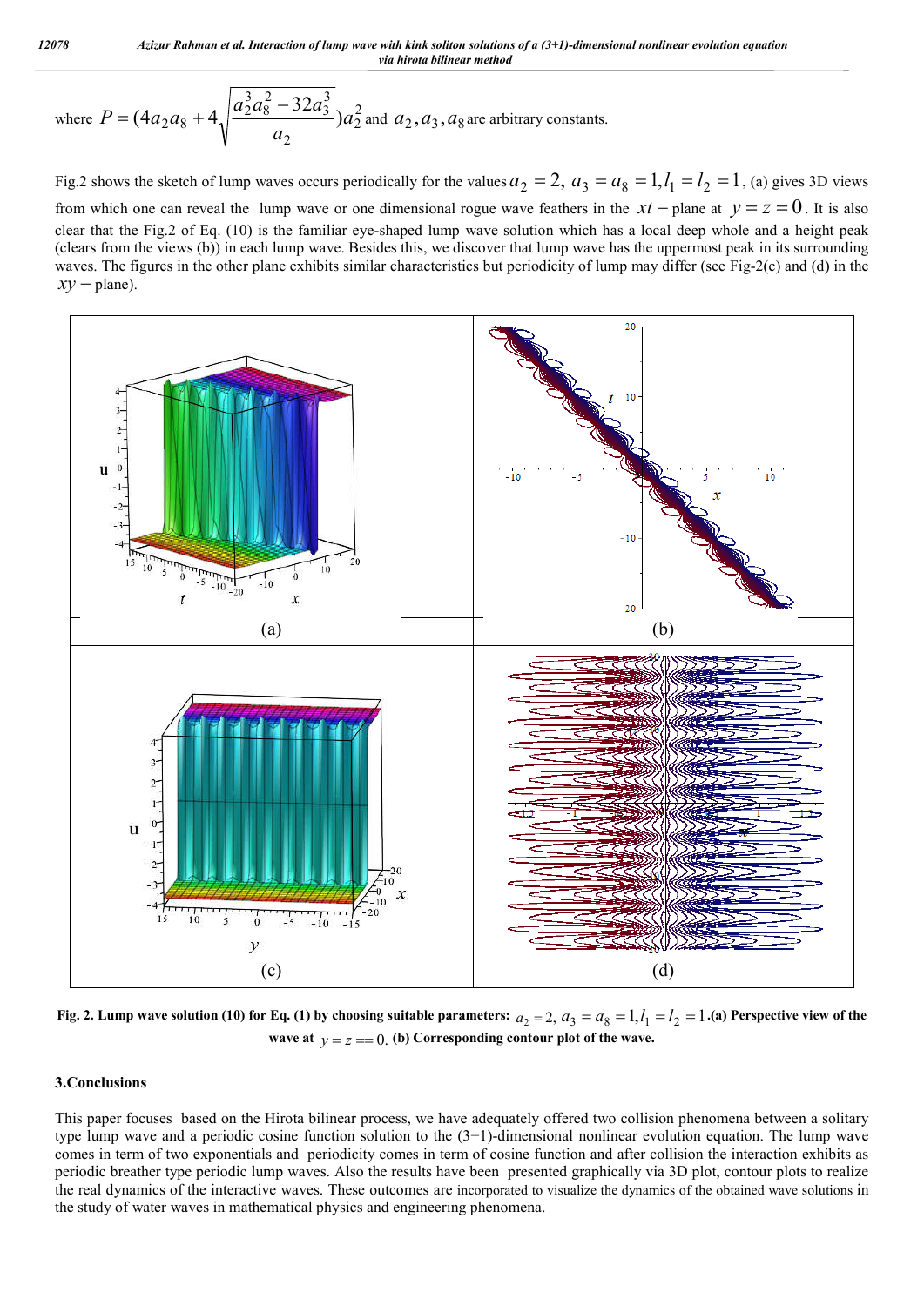where $P = (4a_2a_8 + 4\sqrt{\dfrac{a_2^3a_8^2 - 32a_3^3}{a_2}})a_2^2$ and $a_2, a_3, a_8$ are arbitrary constants.

Fig.2 shows the sketch of lump waves occurs periodically for the values $a_2 = 2,\ a_3 = a_8 = 1, l_1 = l_2 = 1$, (a) gives 3D views from which one can reveal the lump wave or one dimensional rogue wave feathers in the $xt-$plane at $y = z = 0$. It is also clear that the Fig.2 of Eq. (10) is the familiar eye-shaped lump wave solution which has a local deep whole and a height peak (clears from the views (b)) in each lump wave. Besides this, we discover that lump wave has the uppermost peak in its surrounding waves. The figures in the other plane exhibits similar characteristics but periodicity of lump may differ (see Fig-2(c) and (d) in the $xy-$plane).

(a)

(b)

(c)

(d)

**Fig. 2. Lump wave solution (10) for Eq. (1) by choosing suitable parameters:** $a_2 = 2,\ a_3 = a_8 = 1, l_1 = l_2 = 1$**.(a) Perspective view of the wave at** $y = z == 0$**. (b) Corresponding contour plot of the wave.**

## 3.Conclusions

This paper focuses based on the Hirota bilinear process, we have adequately offered two collision phenomena between a solitary type lump wave and a periodic cosine function solution to the (3+1)-dimensional nonlinear evolution equation. The lump wave comes in term of two exponentials and periodicity comes in term of cosine function and after collision the interaction exhibits as periodic breather type periodic lump waves. Also the results have been presented graphically via 3D plot, contour plots to realize the real dynamics of the interactive waves. These outcomes are incorporated to visualize the dynamics of the obtained wave solutions in the study of water waves in mathematical physics and engineering phenomena.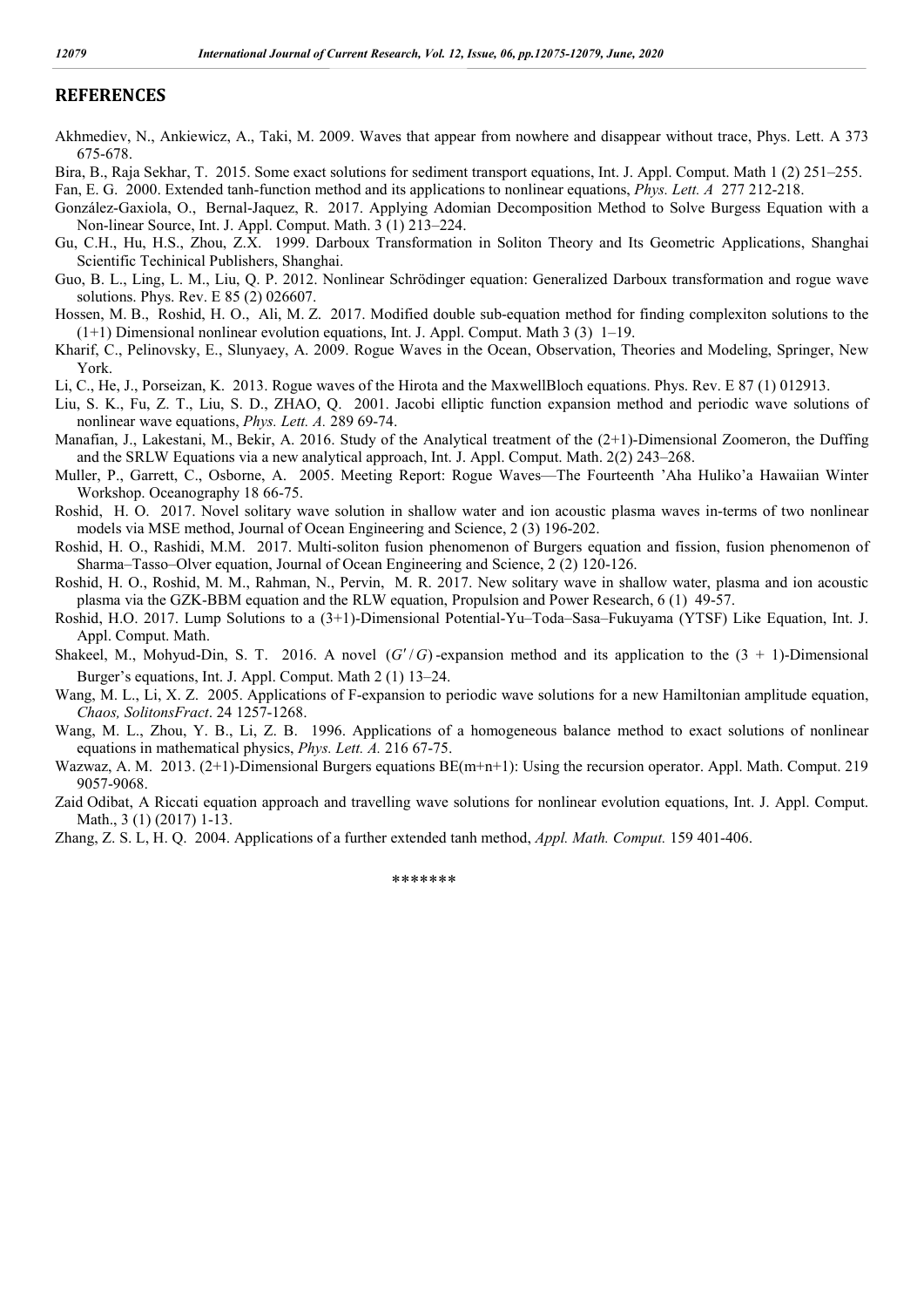## REFERENCES

Akhmediev, N., Ankiewicz, A., Taki, M. 2009. Waves that appear from nowhere and disappear without trace, Phys. Lett. A 373 675-678.

Bira, B., Raja Sekhar, T. 2015. Some exact solutions for sediment transport equations, Int. J. Appl. Comput. Math 1 (2) 251–255.

Fan, E. G. 2000. Extended tanh-function method and its applications to nonlinear equations, *Phys. Lett. A* 277 212-218.

González-Gaxiola, O., Bernal-Jaquez, R. 2017. Applying Adomian Decomposition Method to Solve Burgess Equation with a Non-linear Source, Int. J. Appl. Comput. Math. 3 (1) 213–224.

Gu, C.H., Hu, H.S., Zhou, Z.X. 1999. Darboux Transformation in Soliton Theory and Its Geometric Applications, Shanghai Scientific Techinical Publishers, Shanghai.

Guo, B. L., Ling, L. M., Liu, Q. P. 2012. Nonlinear Schrödinger equation: Generalized Darboux transformation and rogue wave solutions. Phys. Rev. E 85 (2) 026607.

Hossen, M. B., Roshid, H. O., Ali, M. Z. 2017. Modified double sub-equation method for finding complexiton solutions to the (1+1) Dimensional nonlinear evolution equations, Int. J. Appl. Comput. Math 3 (3) 1–19.

Kharif, C., Pelinovsky, E., Slunyaey, A. 2009. Rogue Waves in the Ocean, Observation, Theories and Modeling, Springer, New York.

Li, C., He, J., Porseizan, K. 2013. Rogue waves of the Hirota and the MaxwellBloch equations. Phys. Rev. E 87 (1) 012913.

Liu, S. K., Fu, Z. T., Liu, S. D., ZHAO, Q. 2001. Jacobi elliptic function expansion method and periodic wave solutions of nonlinear wave equations, *Phys. Lett. A.* 289 69-74.

Manafian, J., Lakestani, M., Bekir, A. 2016. Study of the Analytical treatment of the (2+1)-Dimensional Zoomeron, the Duffing and the SRLW Equations via a new analytical approach, Int. J. Appl. Comput. Math. 2(2) 243–268.

Muller, P., Garrett, C., Osborne, A. 2005. Meeting Report: Rogue Waves—The Fourteenth 'Aha Huliko'a Hawaiian Winter Workshop. Oceanography 18 66-75.

Roshid, H. O. 2017. Novel solitary wave solution in shallow water and ion acoustic plasma waves in-terms of two nonlinear models via MSE method, Journal of Ocean Engineering and Science, 2 (3) 196-202.

Roshid, H. O., Rashidi, M.M. 2017. Multi-soliton fusion phenomenon of Burgers equation and fission, fusion phenomenon of Sharma–Tasso–Olver equation, Journal of Ocean Engineering and Science, 2 (2) 120-126.

Roshid, H. O., Roshid, M. M., Rahman, N., Pervin, M. R. 2017. New solitary wave in shallow water, plasma and ion acoustic plasma via the GZK-BBM equation and the RLW equation, Propulsion and Power Research, 6 (1) 49-57.

Roshid, H.O. 2017. Lump Solutions to a (3+1)-Dimensional Potential-Yu–Toda–Sasa–Fukuyama (YTSF) Like Equation, Int. J. Appl. Comput. Math.

Shakeel, M., Mohyud-Din, S. T. 2016. A novel $(G'/G)$-expansion method and its application to the (3 + 1)-Dimensional Burger's equations, Int. J. Appl. Comput. Math 2 (1) 13–24.

Wang, M. L., Li, X. Z. 2005. Applications of F-expansion to periodic wave solutions for a new Hamiltonian amplitude equation, *Chaos, SolitonsFract*. 24 1257-1268.

Wang, M. L., Zhou, Y. B., Li, Z. B. 1996. Applications of a homogeneous balance method to exact solutions of nonlinear equations in mathematical physics, *Phys. Lett. A.* 216 67-75.

Wazwaz, A. M. 2013. (2+1)-Dimensional Burgers equations BE(m+n+1): Using the recursion operator. Appl. Math. Comput. 219 9057-9068.

Zaid Odibat, A Riccati equation approach and travelling wave solutions for nonlinear evolution equations, Int. J. Appl. Comput. Math., 3 (1) (2017) 1-13.

Zhang, Z. S. L, H. Q. 2004. Applications of a further extended tanh method, *Appl. Math. Comput.* 159 401-406.

*******